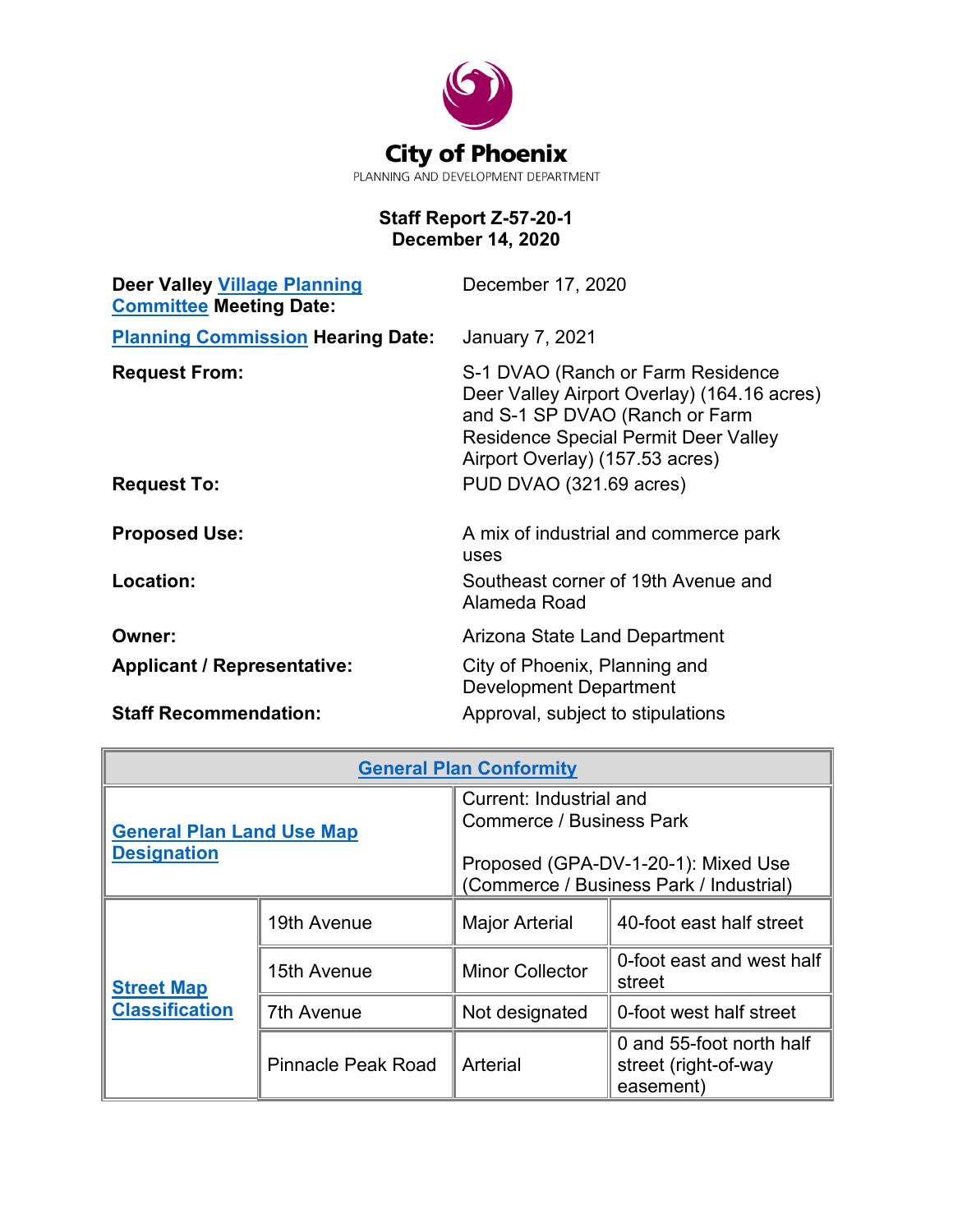City of Phoenix

PLANNING AND DEVELOPMENT DEPARTMENT

**Staff Report Z-57-20-1**
**December 14, 2020**

| | |
|---|---|
| **Deer Valley Village Planning Committee Meeting Date:** | December 17, 2020 |
| **Planning Commission Hearing Date:** | January 7, 2021 |
| **Request From:** | S-1 DVAO (Ranch or Farm Residence Deer Valley Airport Overlay) (164.16 acres) and S-1 SP DVAO (Ranch or Farm Residence Special Permit Deer Valley Airport Overlay) (157.53 acres) |
| **Request To:** | PUD DVAO (321.69 acres) |
| **Proposed Use:** | A mix of industrial and commerce park uses |
| **Location:** | Southeast corner of 19th Avenue and Alameda Road |
| **Owner:** | Arizona State Land Department |
| **Applicant / Representative:** | City of Phoenix, Planning and Development Department |
| **Staff Recommendation:** | Approval, subject to stipulations |

| General Plan Conformity | | | |
|---|---|---|---|
| **General Plan Land Use Map Designation** | | Current: Industrial and Commerce / Business Park<br><br>Proposed (GPA-DV-1-20-1): Mixed Use (Commerce / Business Park / Industrial) | |
| **Street Map Classification** | 19th Avenue | Major Arterial | 40-foot east half street |
| | 15th Avenue | Minor Collector | 0-foot east and west half street |
| | 7th Avenue | Not designated | 0-foot west half street |
| | Pinnacle Peak Road | Arterial | 0 and 55-foot north half street (right-of-way easement) |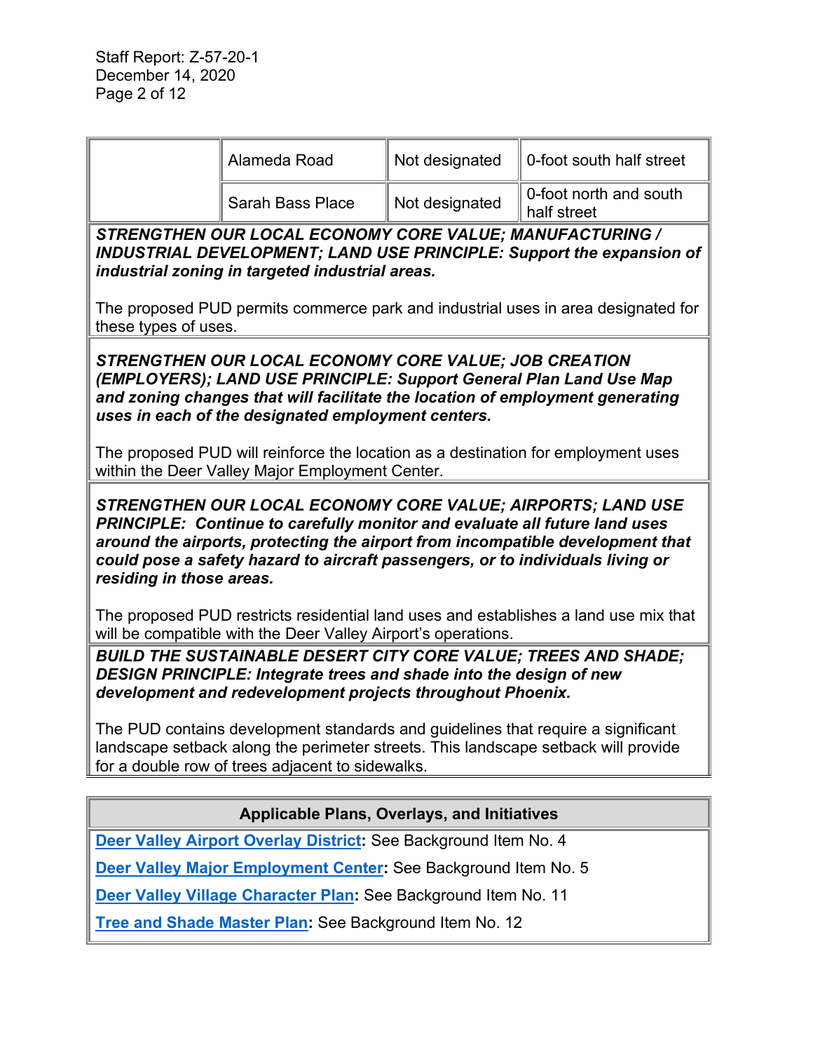| | | | |
|---|---|---|---|
| | Alameda Road | Not designated | 0-foot south half street |
| | Sarah Bass Place | Not designated | 0-foot north and south half street |

***STRENGTHEN OUR LOCAL ECONOMY CORE VALUE; MANUFACTURING / INDUSTRIAL DEVELOPMENT; LAND USE PRINCIPLE: Support the expansion of industrial zoning in targeted industrial areas.***

The proposed PUD permits commerce park and industrial uses in area designated for these types of uses.

***STRENGTHEN OUR LOCAL ECONOMY CORE VALUE; JOB CREATION (EMPLOYERS); LAND USE PRINCIPLE: Support General Plan Land Use Map and zoning changes that will facilitate the location of employment generating uses in each of the designated employment centers.***

The proposed PUD will reinforce the location as a destination for employment uses within the Deer Valley Major Employment Center.

***STRENGTHEN OUR LOCAL ECONOMY CORE VALUE; AIRPORTS; LAND USE PRINCIPLE: Continue to carefully monitor and evaluate all future land uses around the airports, protecting the airport from incompatible development that could pose a safety hazard to aircraft passengers, or to individuals living or residing in those areas.***

The proposed PUD restricts residential land uses and establishes a land use mix that will be compatible with the Deer Valley Airport's operations.

***BUILD THE SUSTAINABLE DESERT CITY CORE VALUE; TREES AND SHADE; DESIGN PRINCIPLE: Integrate trees and shade into the design of new development and redevelopment projects throughout Phoenix.***

The PUD contains development standards and guidelines that require a significant landscape setback along the perimeter streets. This landscape setback will provide for a double row of trees adjacent to sidewalks.

| Applicable Plans, Overlays, and Initiatives |
|---|
| **Deer Valley Airport Overlay District**: See Background Item No. 4 |
| **Deer Valley Major Employment Center**: See Background Item No. 5 |
| **Deer Valley Village Character Plan**: See Background Item No. 11 |
| **Tree and Shade Master Plan**: See Background Item No. 12 |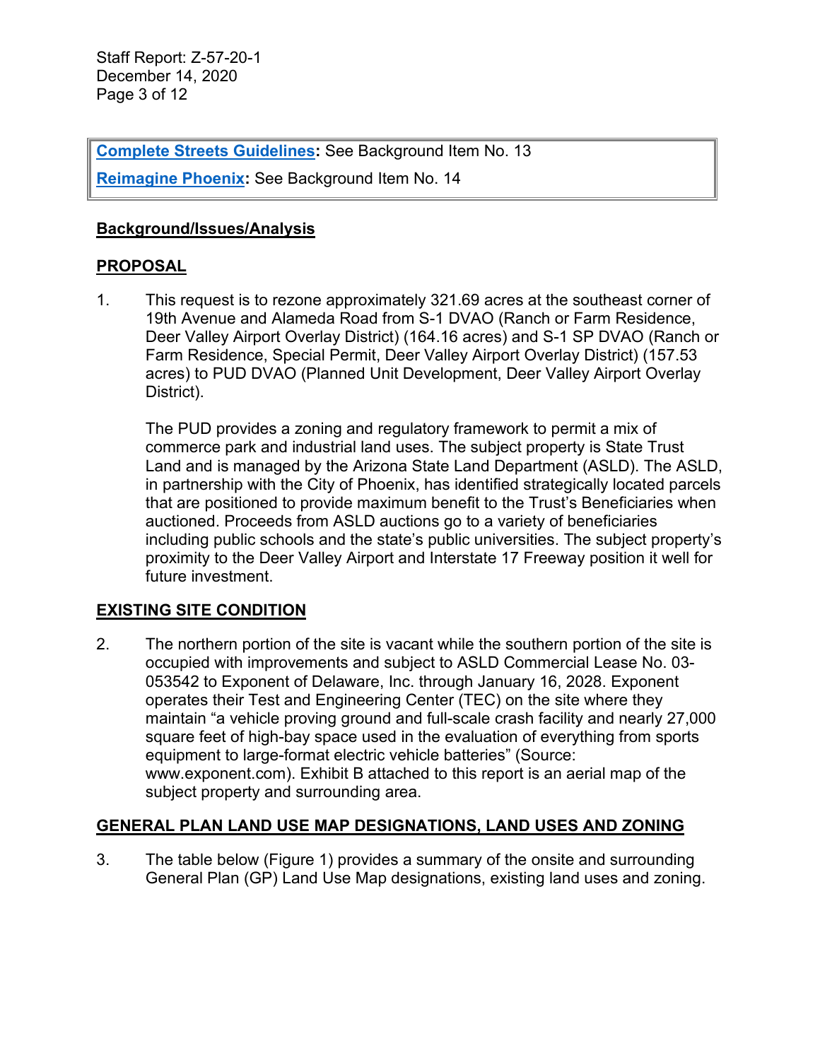**Complete Streets Guidelines:** See Background Item No. 13

**Reimagine Phoenix:** See Background Item No. 14

**Background/Issues/Analysis**

**PROPOSAL**

1. This request is to rezone approximately 321.69 acres at the southeast corner of 19th Avenue and Alameda Road from S-1 DVAO (Ranch or Farm Residence, Deer Valley Airport Overlay District) (164.16 acres) and S-1 SP DVAO (Ranch or Farm Residence, Special Permit, Deer Valley Airport Overlay District) (157.53 acres) to PUD DVAO (Planned Unit Development, Deer Valley Airport Overlay District).

   The PUD provides a zoning and regulatory framework to permit a mix of commerce park and industrial land uses. The subject property is State Trust Land and is managed by the Arizona State Land Department (ASLD). The ASLD, in partnership with the City of Phoenix, has identified strategically located parcels that are positioned to provide maximum benefit to the Trust's Beneficiaries when auctioned. Proceeds from ASLD auctions go to a variety of beneficiaries including public schools and the state's public universities. The subject property's proximity to the Deer Valley Airport and Interstate 17 Freeway position it well for future investment.

**EXISTING SITE CONDITION**

2. The northern portion of the site is vacant while the southern portion of the site is occupied with improvements and subject to ASLD Commercial Lease No. 03-053542 to Exponent of Delaware, Inc. through January 16, 2028. Exponent operates their Test and Engineering Center (TEC) on the site where they maintain "a vehicle proving ground and full-scale crash facility and nearly 27,000 square feet of high-bay space used in the evaluation of everything from sports equipment to large-format electric vehicle batteries" (Source: www.exponent.com). Exhibit B attached to this report is an aerial map of the subject property and surrounding area.

**GENERAL PLAN LAND USE MAP DESIGNATIONS, LAND USES AND ZONING**

3. The table below (Figure 1) provides a summary of the onsite and surrounding General Plan (GP) Land Use Map designations, existing land uses and zoning.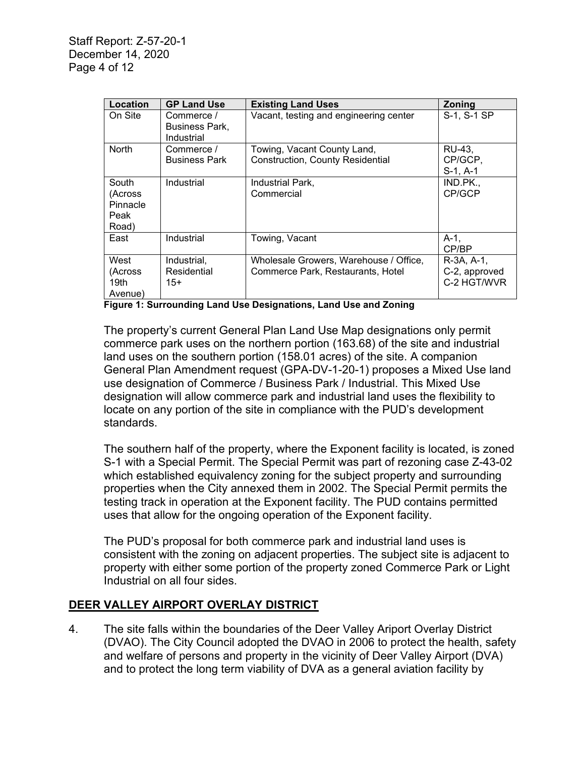| Location | GP Land Use | Existing Land Uses | Zoning |
|---|---|---|---|
| On Site | Commerce / Business Park, Industrial | Vacant, testing and engineering center | S-1, S-1 SP |
| North | Commerce / Business Park | Towing, Vacant County Land, Construction, County Residential | RU-43, CP/GCP, S-1, A-1 |
| South (Across Pinnacle Peak Road) | Industrial | Industrial Park, Commercial | IND.PK., CP/GCP |
| East | Industrial | Towing, Vacant | A-1, CP/BP |
| West (Across 19th Avenue) | Industrial, Residential 15+ | Wholesale Growers, Warehouse / Office, Commerce Park, Restaurants, Hotel | R-3A, A-1, C-2, approved C-2 HGT/WVR |

**Figure 1: Surrounding Land Use Designations, Land Use and Zoning**

The property's current General Plan Land Use Map designations only permit commerce park uses on the northern portion (163.68) of the site and industrial land uses on the southern portion (158.01 acres) of the site. A companion General Plan Amendment request (GPA-DV-1-20-1) proposes a Mixed Use land use designation of Commerce / Business Park / Industrial. This Mixed Use designation will allow commerce park and industrial land uses the flexibility to locate on any portion of the site in compliance with the PUD's development standards.

The southern half of the property, where the Exponent facility is located, is zoned S-1 with a Special Permit. The Special Permit was part of rezoning case Z-43-02 which established equivalency zoning for the subject property and surrounding properties when the City annexed them in 2002. The Special Permit permits the testing track in operation at the Exponent facility. The PUD contains permitted uses that allow for the ongoing operation of the Exponent facility.

The PUD's proposal for both commerce park and industrial land uses is consistent with the zoning on adjacent properties. The subject site is adjacent to property with either some portion of the property zoned Commerce Park or Light Industrial on all four sides.

## DEER VALLEY AIRPORT OVERLAY DISTRICT

4. The site falls within the boundaries of the Deer Valley Ariport Overlay District (DVAO). The City Council adopted the DVAO in 2006 to protect the health, safety and welfare of persons and property in the vicinity of Deer Valley Airport (DVA) and to protect the long term viability of DVA as a general aviation facility by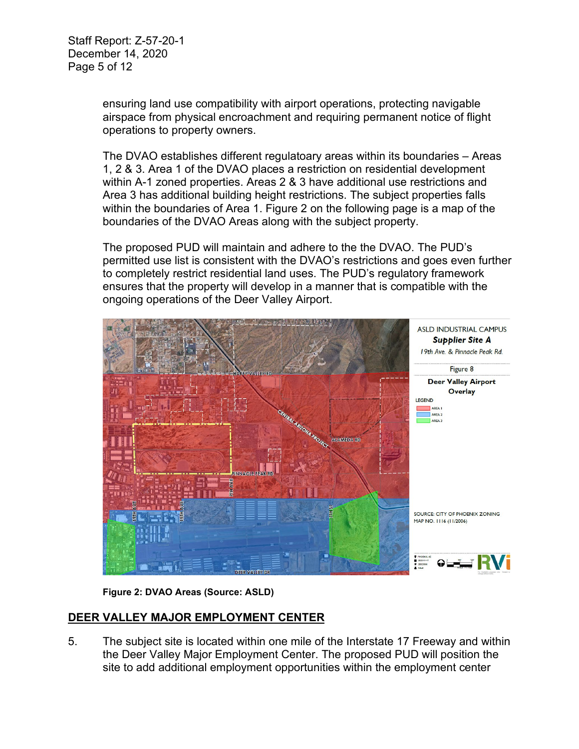ensuring land use compatibility with airport operations, protecting navigable airspace from physical encroachment and requiring permanent notice of flight operations to property owners.

The DVAO establishes different regulatoary areas within its boundaries – Areas 1, 2 & 3. Area 1 of the DVAO places a restriction on residential development within A-1 zoned properties. Areas 2 & 3 have additional use restrictions and Area 3 has additional building height restrictions. The subject properties falls within the boundaries of Area 1. Figure 2 on the following page is a map of the boundaries of the DVAO Areas along with the subject property.

The proposed PUD will maintain and adhere to the the DVAO. The PUD's permitted use list is consistent with the DVAO's restrictions and goes even further to completely restrict residential land uses. The PUD's regulatory framework ensures that the property will develop in a manner that is compatible with the ongoing operations of the Deer Valley Airport.

**Figure 2: DVAO Areas (Source: ASLD)**

## DEER VALLEY MAJOR EMPLOYMENT CENTER

5. The subject site is located within one mile of the Interstate 17 Freeway and within the Deer Valley Major Employment Center. The proposed PUD will position the site to add additional employment opportunities within the employment center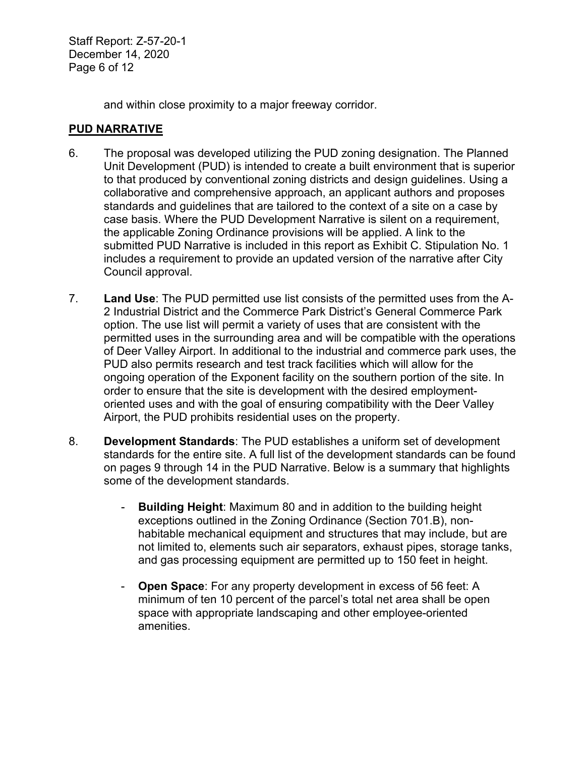and within close proximity to a major freeway corridor.

## PUD NARRATIVE

6. The proposal was developed utilizing the PUD zoning designation. The Planned Unit Development (PUD) is intended to create a built environment that is superior to that produced by conventional zoning districts and design guidelines. Using a collaborative and comprehensive approach, an applicant authors and proposes standards and guidelines that are tailored to the context of a site on a case by case basis. Where the PUD Development Narrative is silent on a requirement, the applicable Zoning Ordinance provisions will be applied. A link to the submitted PUD Narrative is included in this report as Exhibit C. Stipulation No. 1 includes a requirement to provide an updated version of the narrative after City Council approval.

7. **Land Use**: The PUD permitted use list consists of the permitted uses from the A-2 Industrial District and the Commerce Park District's General Commerce Park option. The use list will permit a variety of uses that are consistent with the permitted uses in the surrounding area and will be compatible with the operations of Deer Valley Airport. In additional to the industrial and commerce park uses, the PUD also permits research and test track facilities which will allow for the ongoing operation of the Exponent facility on the southern portion of the site. In order to ensure that the site is development with the desired employment-oriented uses and with the goal of ensuring compatibility with the Deer Valley Airport, the PUD prohibits residential uses on the property.

8. **Development Standards**: The PUD establishes a uniform set of development standards for the entire site. A full list of the development standards can be found on pages 9 through 14 in the PUD Narrative. Below is a summary that highlights some of the development standards.

   - **Building Height**: Maximum 80 and in addition to the building height exceptions outlined in the Zoning Ordinance (Section 701.B), non-habitable mechanical equipment and structures that may include, but are not limited to, elements such air separators, exhaust pipes, storage tanks, and gas processing equipment are permitted up to 150 feet in height.

   - **Open Space**: For any property development in excess of 56 feet: A minimum of ten 10 percent of the parcel's total net area shall be open space with appropriate landscaping and other employee-oriented amenities.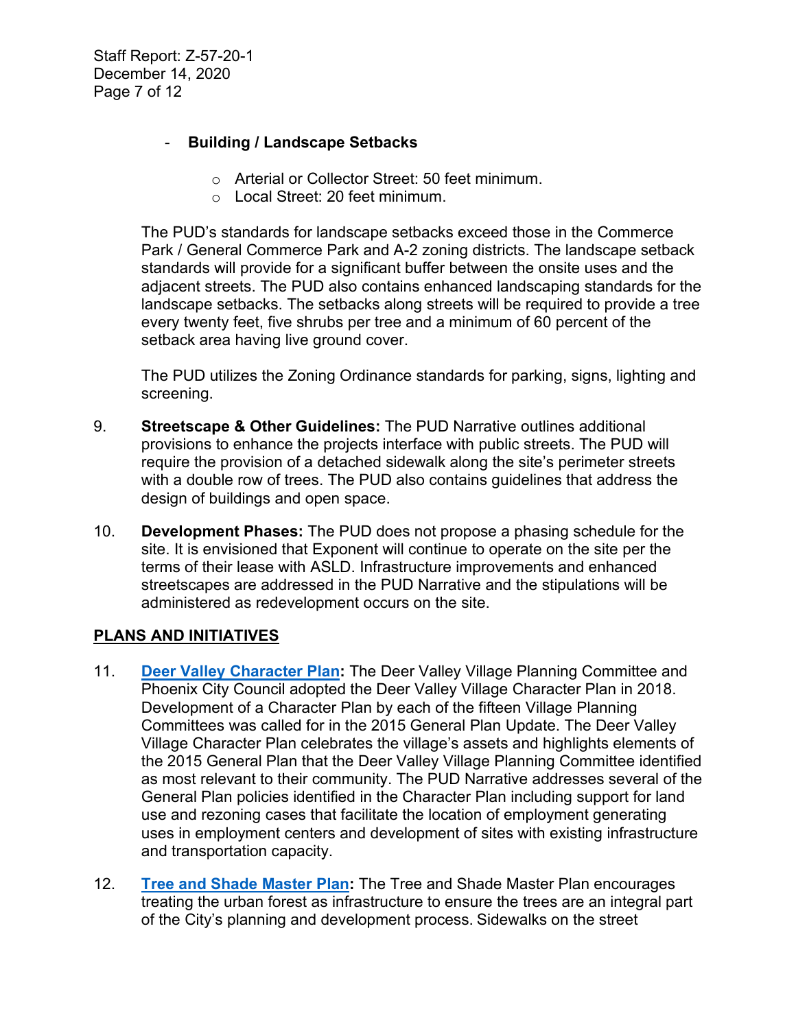- **Building / Landscape Setbacks**

  - Arterial or Collector Street: 50 feet minimum.
  - Local Street: 20 feet minimum.

  The PUD's standards for landscape setbacks exceed those in the Commerce Park / General Commerce Park and A-2 zoning districts. The landscape setback standards will provide for a significant buffer between the onsite uses and the adjacent streets. The PUD also contains enhanced landscaping standards for the landscape setbacks. The setbacks along streets will be required to provide a tree every twenty feet, five shrubs per tree and a minimum of 60 percent of the setback area having live ground cover.

  The PUD utilizes the Zoning Ordinance standards for parking, signs, lighting and screening.

9. **Streetscape & Other Guidelines:** The PUD Narrative outlines additional provisions to enhance the projects interface with public streets. The PUD will require the provision of a detached sidewalk along the site's perimeter streets with a double row of trees. The PUD also contains guidelines that address the design of buildings and open space.

10. **Development Phases:** The PUD does not propose a phasing schedule for the site. It is envisioned that Exponent will continue to operate on the site per the terms of their lease with ASLD. Infrastructure improvements and enhanced streetscapes are addressed in the PUD Narrative and the stipulations will be administered as redevelopment occurs on the site.

## PLANS AND INITIATIVES

11. **Deer Valley Character Plan:** The Deer Valley Village Planning Committee and Phoenix City Council adopted the Deer Valley Village Character Plan in 2018. Development of a Character Plan by each of the fifteen Village Planning Committees was called for in the 2015 General Plan Update. The Deer Valley Village Character Plan celebrates the village's assets and highlights elements of the 2015 General Plan that the Deer Valley Village Planning Committee identified as most relevant to their community. The PUD Narrative addresses several of the General Plan policies identified in the Character Plan including support for land use and rezoning cases that facilitate the location of employment generating uses in employment centers and development of sites with existing infrastructure and transportation capacity.

12. **Tree and Shade Master Plan:** The Tree and Shade Master Plan encourages treating the urban forest as infrastructure to ensure the trees are an integral part of the City's planning and development process. Sidewalks on the street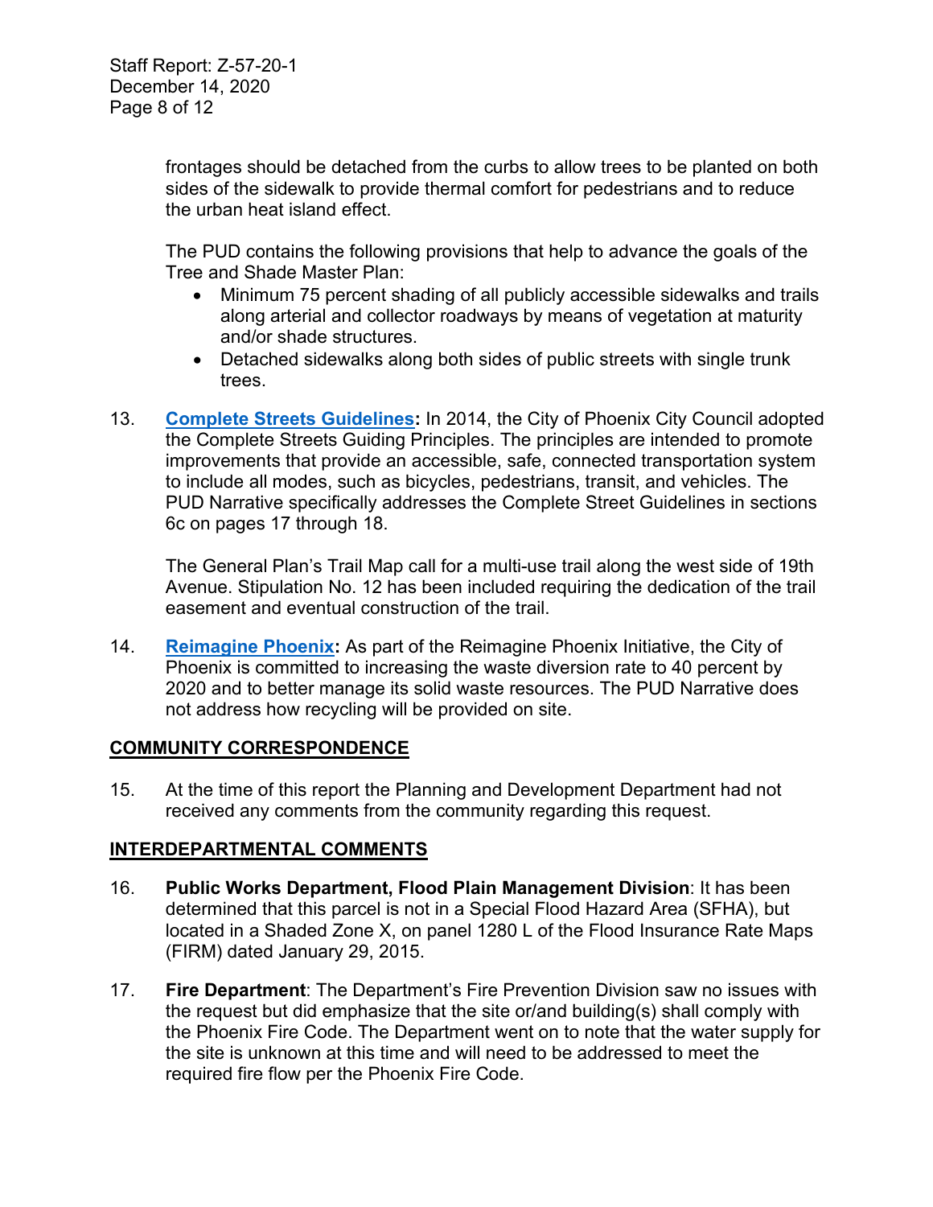frontages should be detached from the curbs to allow trees to be planted on both sides of the sidewalk to provide thermal comfort for pedestrians and to reduce the urban heat island effect.

The PUD contains the following provisions that help to advance the goals of the Tree and Shade Master Plan:

- Minimum 75 percent shading of all publicly accessible sidewalks and trails along arterial and collector roadways by means of vegetation at maturity and/or shade structures.
- Detached sidewalks along both sides of public streets with single trunk trees.

13. **Complete Streets Guidelines:** In 2014, the City of Phoenix City Council adopted the Complete Streets Guiding Principles. The principles are intended to promote improvements that provide an accessible, safe, connected transportation system to include all modes, such as bicycles, pedestrians, transit, and vehicles. The PUD Narrative specifically addresses the Complete Street Guidelines in sections 6c on pages 17 through 18.

    The General Plan's Trail Map call for a multi-use trail along the west side of 19th Avenue. Stipulation No. 12 has been included requiring the dedication of the trail easement and eventual construction of the trail.

14. **Reimagine Phoenix:** As part of the Reimagine Phoenix Initiative, the City of Phoenix is committed to increasing the waste diversion rate to 40 percent by 2020 and to better manage its solid waste resources. The PUD Narrative does not address how recycling will be provided on site.

## COMMUNITY CORRESPONDENCE

15. At the time of this report the Planning and Development Department had not received any comments from the community regarding this request.

## INTERDEPARTMENTAL COMMENTS

16. **Public Works Department, Flood Plain Management Division**: It has been determined that this parcel is not in a Special Flood Hazard Area (SFHA), but located in a Shaded Zone X, on panel 1280 L of the Flood Insurance Rate Maps (FIRM) dated January 29, 2015.

17. **Fire Department**: The Department's Fire Prevention Division saw no issues with the request but did emphasize that the site or/and building(s) shall comply with the Phoenix Fire Code. The Department went on to note that the water supply for the site is unknown at this time and will need to be addressed to meet the required fire flow per the Phoenix Fire Code.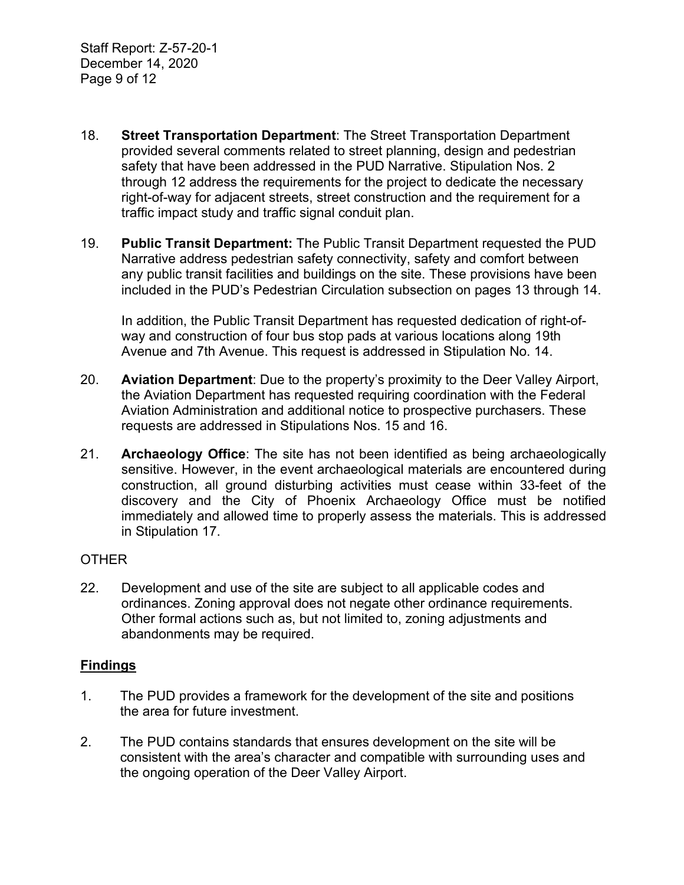18. **Street Transportation Department**: The Street Transportation Department provided several comments related to street planning, design and pedestrian safety that have been addressed in the PUD Narrative. Stipulation Nos. 2 through 12 address the requirements for the project to dedicate the necessary right-of-way for adjacent streets, street construction and the requirement for a traffic impact study and traffic signal conduit plan.

19. **Public Transit Department:** The Public Transit Department requested the PUD Narrative address pedestrian safety connectivity, safety and comfort between any public transit facilities and buildings on the site. These provisions have been included in the PUD's Pedestrian Circulation subsection on pages 13 through 14.

    In addition, the Public Transit Department has requested dedication of right-of-way and construction of four bus stop pads at various locations along 19th Avenue and 7th Avenue. This request is addressed in Stipulation No. 14.

20. **Aviation Department**: Due to the property's proximity to the Deer Valley Airport, the Aviation Department has requested requiring coordination with the Federal Aviation Administration and additional notice to prospective purchasers. These requests are addressed in Stipulations Nos. 15 and 16.

21. **Archaeology Office**: The site has not been identified as being archaeologically sensitive. However, in the event archaeological materials are encountered during construction, all ground disturbing activities must cease within 33-feet of the discovery and the City of Phoenix Archaeology Office must be notified immediately and allowed time to properly assess the materials. This is addressed in Stipulation 17.

OTHER

22. Development and use of the site are subject to all applicable codes and ordinances. Zoning approval does not negate other ordinance requirements. Other formal actions such as, but not limited to, zoning adjustments and abandonments may be required.

## Findings

1. The PUD provides a framework for the development of the site and positions the area for future investment.

2. The PUD contains standards that ensures development on the site will be consistent with the area's character and compatible with surrounding uses and the ongoing operation of the Deer Valley Airport.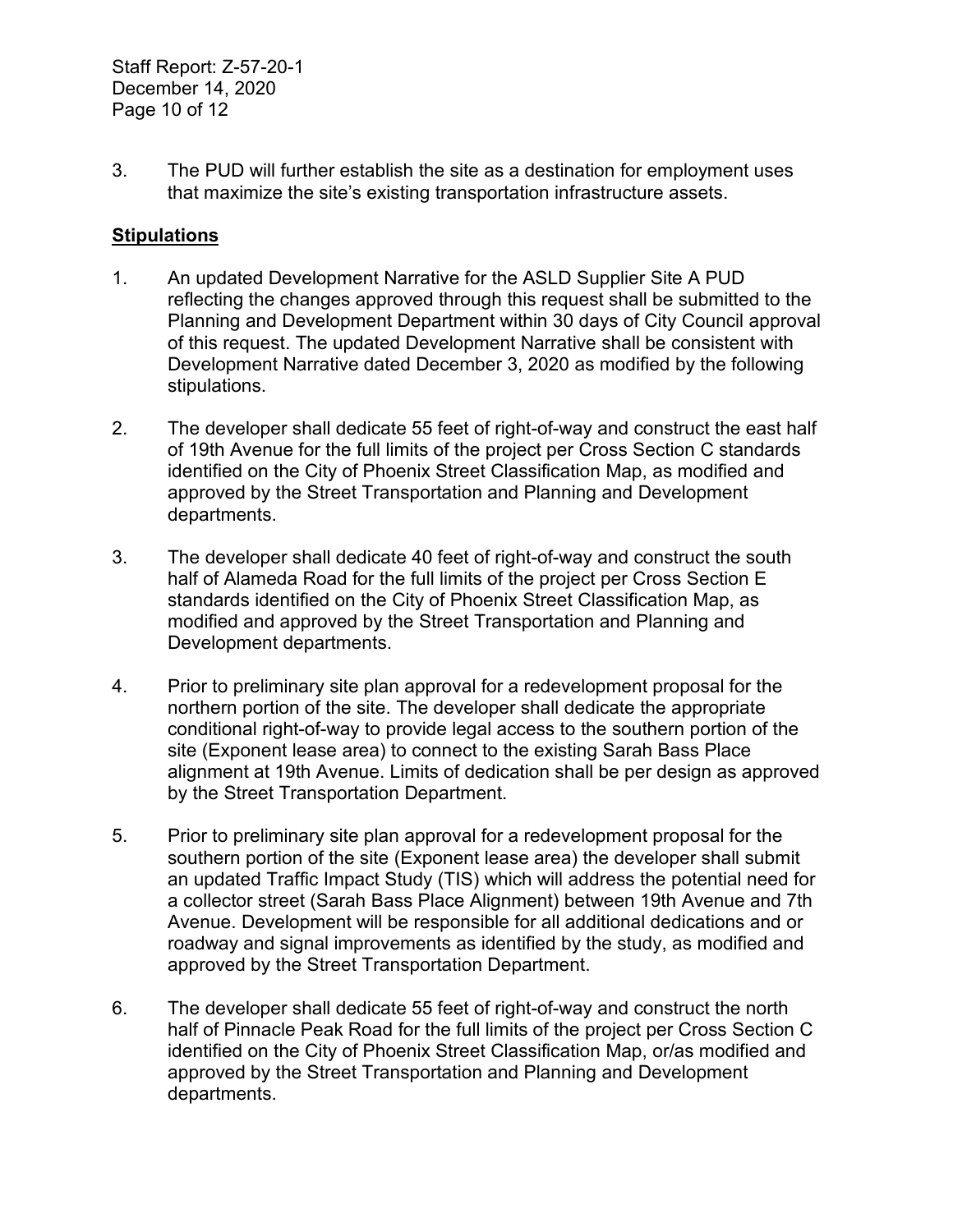3. The PUD will further establish the site as a destination for employment uses that maximize the site's existing transportation infrastructure assets.

**Stipulations**

1. An updated Development Narrative for the ASLD Supplier Site A PUD reflecting the changes approved through this request shall be submitted to the Planning and Development Department within 30 days of City Council approval of this request. The updated Development Narrative shall be consistent with Development Narrative dated December 3, 2020 as modified by the following stipulations.

2. The developer shall dedicate 55 feet of right-of-way and construct the east half of 19th Avenue for the full limits of the project per Cross Section C standards identified on the City of Phoenix Street Classification Map, as modified and approved by the Street Transportation and Planning and Development departments.

3. The developer shall dedicate 40 feet of right-of-way and construct the south half of Alameda Road for the full limits of the project per Cross Section E standards identified on the City of Phoenix Street Classification Map, as modified and approved by the Street Transportation and Planning and Development departments.

4. Prior to preliminary site plan approval for a redevelopment proposal for the northern portion of the site. The developer shall dedicate the appropriate conditional right-of-way to provide legal access to the southern portion of the site (Exponent lease area) to connect to the existing Sarah Bass Place alignment at 19th Avenue. Limits of dedication shall be per design as approved by the Street Transportation Department.

5. Prior to preliminary site plan approval for a redevelopment proposal for the southern portion of the site (Exponent lease area) the developer shall submit an updated Traffic Impact Study (TIS) which will address the potential need for a collector street (Sarah Bass Place Alignment) between 19th Avenue and 7th Avenue. Development will be responsible for all additional dedications and or roadway and signal improvements as identified by the study, as modified and approved by the Street Transportation Department.

6. The developer shall dedicate 55 feet of right-of-way and construct the north half of Pinnacle Peak Road for the full limits of the project per Cross Section C identified on the City of Phoenix Street Classification Map, or/as modified and approved by the Street Transportation and Planning and Development departments.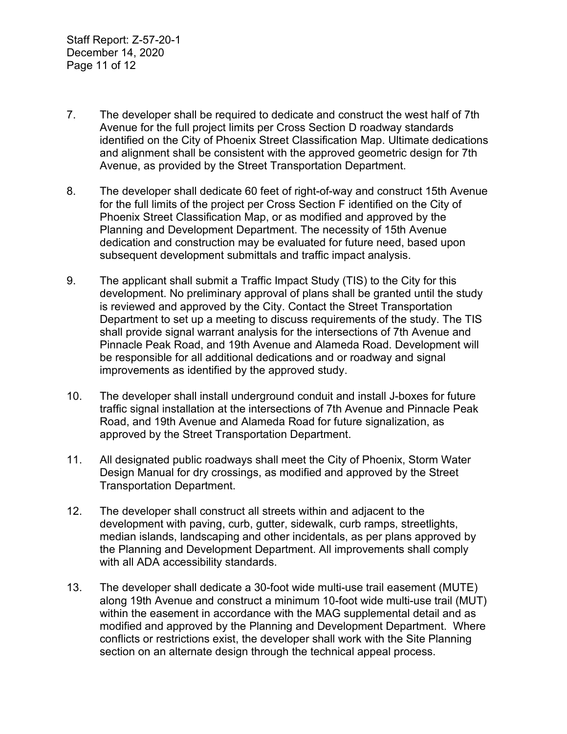7. The developer shall be required to dedicate and construct the west half of 7th Avenue for the full project limits per Cross Section D roadway standards identified on the City of Phoenix Street Classification Map. Ultimate dedications and alignment shall be consistent with the approved geometric design for 7th Avenue, as provided by the Street Transportation Department.

8. The developer shall dedicate 60 feet of right-of-way and construct 15th Avenue for the full limits of the project per Cross Section F identified on the City of Phoenix Street Classification Map, or as modified and approved by the Planning and Development Department. The necessity of 15th Avenue dedication and construction may be evaluated for future need, based upon subsequent development submittals and traffic impact analysis.

9. The applicant shall submit a Traffic Impact Study (TIS) to the City for this development. No preliminary approval of plans shall be granted until the study is reviewed and approved by the City. Contact the Street Transportation Department to set up a meeting to discuss requirements of the study. The TIS shall provide signal warrant analysis for the intersections of 7th Avenue and Pinnacle Peak Road, and 19th Avenue and Alameda Road. Development will be responsible for all additional dedications and or roadway and signal improvements as identified by the approved study.

10. The developer shall install underground conduit and install J-boxes for future traffic signal installation at the intersections of 7th Avenue and Pinnacle Peak Road, and 19th Avenue and Alameda Road for future signalization, as approved by the Street Transportation Department.

11. All designated public roadways shall meet the City of Phoenix, Storm Water Design Manual for dry crossings, as modified and approved by the Street Transportation Department.

12. The developer shall construct all streets within and adjacent to the development with paving, curb, gutter, sidewalk, curb ramps, streetlights, median islands, landscaping and other incidentals, as per plans approved by the Planning and Development Department. All improvements shall comply with all ADA accessibility standards.

13. The developer shall dedicate a 30-foot wide multi-use trail easement (MUTE) along 19th Avenue and construct a minimum 10-foot wide multi-use trail (MUT) within the easement in accordance with the MAG supplemental detail and as modified and approved by the Planning and Development Department. Where conflicts or restrictions exist, the developer shall work with the Site Planning section on an alternate design through the technical appeal process.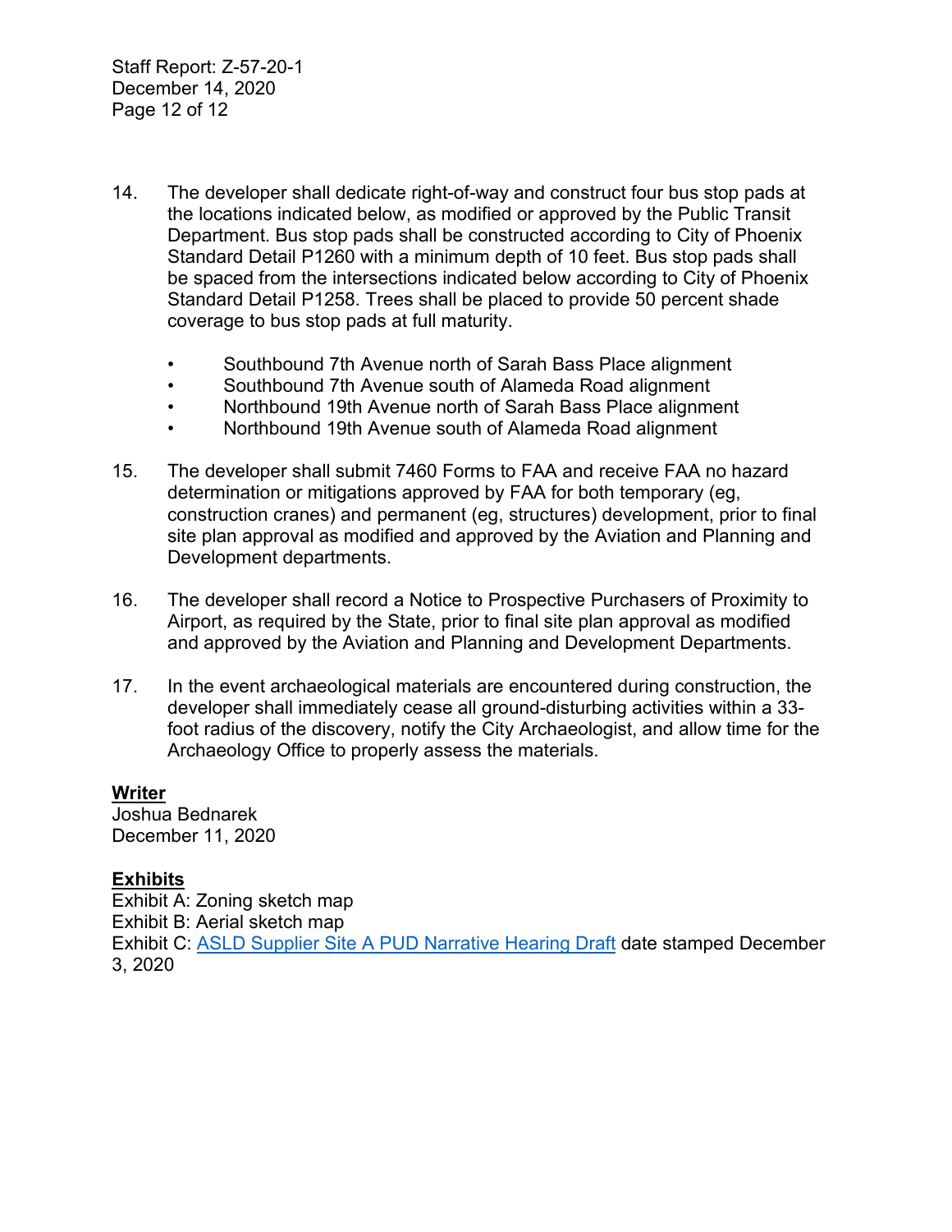14. The developer shall dedicate right-of-way and construct four bus stop pads at the locations indicated below, as modified or approved by the Public Transit Department. Bus stop pads shall be constructed according to City of Phoenix Standard Detail P1260 with a minimum depth of 10 feet. Bus stop pads shall be spaced from the intersections indicated below according to City of Phoenix Standard Detail P1258. Trees shall be placed to provide 50 percent shade coverage to bus stop pads at full maturity.

    - Southbound 7th Avenue north of Sarah Bass Place alignment
    - Southbound 7th Avenue south of Alameda Road alignment
    - Northbound 19th Avenue north of Sarah Bass Place alignment
    - Northbound 19th Avenue south of Alameda Road alignment

15. The developer shall submit 7460 Forms to FAA and receive FAA no hazard determination or mitigations approved by FAA for both temporary (eg, construction cranes) and permanent (eg, structures) development, prior to final site plan approval as modified and approved by the Aviation and Planning and Development departments.

16. The developer shall record a Notice to Prospective Purchasers of Proximity to Airport, as required by the State, prior to final site plan approval as modified and approved by the Aviation and Planning and Development Departments.

17. In the event archaeological materials are encountered during construction, the developer shall immediately cease all ground-disturbing activities within a 33-foot radius of the discovery, notify the City Archaeologist, and allow time for the Archaeology Office to properly assess the materials.

**Writer**

Joshua Bednarek
December 11, 2020

**Exhibits**

Exhibit A: Zoning sketch map
Exhibit B: Aerial sketch map
Exhibit C: ASLD Supplier Site A PUD Narrative Hearing Draft date stamped December 3, 2020